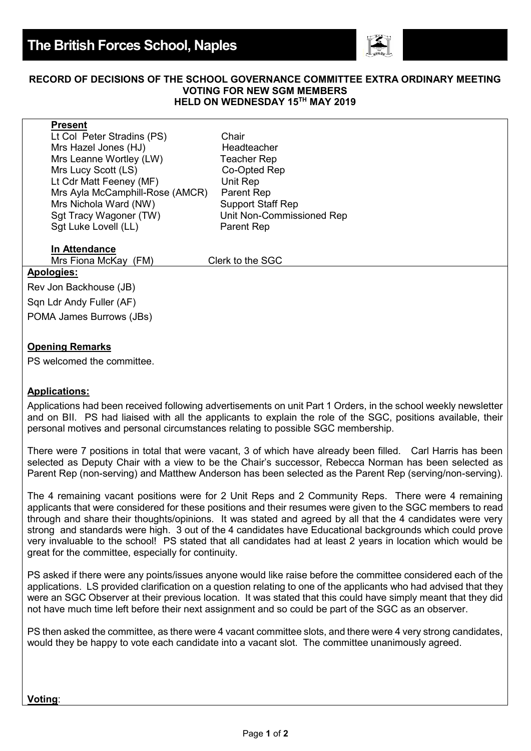# The British Forces School, Naples

**RECORD OF DECISIONS OF THE SCHOOL GOVERNANCE COMMITTEE EXTRA ORDINARY MEETING VOTING FOR NEW SGM MEMBERS HELD ON WEDNESDAY 15TH MAY 2019**

**Present**

| | |
|---|---|
| Lt Col Peter Stradins (PS) | Chair |
| Mrs Hazel Jones (HJ) | Headteacher |
| Mrs Leanne Wortley (LW) | Teacher Rep |
| Mrs Lucy Scott (LS) | Co-Opted Rep |
| Lt Cdr Matt Feeney (MF) | Unit Rep |
| Mrs Ayla McCamphill-Rose (AMCR) | Parent Rep |
| Mrs Nichola Ward (NW) | Support Staff Rep |
| Sgt Tracy Wagoner (TW) | Unit Non-Commissioned Rep |
| Sgt Luke Lovell (LL) | Parent Rep |

**In Attendance**

Mrs Fiona McKay (FM) Clerk to the SGC

**Apologies:**

Rev Jon Backhouse (JB)

Sqn Ldr Andy Fuller (AF)

POMA James Burrows (JBs)

**Opening Remarks**

PS welcomed the committee.

**Applications:**

Applications had been received following advertisements on unit Part 1 Orders, in the school weekly newsletter and on BII. PS had liaised with all the applicants to explain the role of the SGC, positions available, their personal motives and personal circumstances relating to possible SGC membership.

There were 7 positions in total that were vacant, 3 of which have already been filled. Carl Harris has been selected as Deputy Chair with a view to be the Chair's successor, Rebecca Norman has been selected as Parent Rep (non-serving) and Matthew Anderson has been selected as the Parent Rep (serving/non-serving).

The 4 remaining vacant positions were for 2 Unit Reps and 2 Community Reps. There were 4 remaining applicants that were considered for these positions and their resumes were given to the SGC members to read through and share their thoughts/opinions. It was stated and agreed by all that the 4 candidates were very strong and standards were high. 3 out of the 4 candidates have Educational backgrounds which could prove very invaluable to the school! PS stated that all candidates had at least 2 years in location which would be great for the committee, especially for continuity.

PS asked if there were any points/issues anyone would like raise before the committee considered each of the applications. LS provided clarification on a question relating to one of the applicants who had advised that they were an SGC Observer at their previous location. It was stated that this could have simply meant that they did not have much time left before their next assignment and so could be part of the SGC as an observer.

PS then asked the committee, as there were 4 vacant committee slots, and there were 4 very strong candidates, would they be happy to vote each candidate into a vacant slot. The committee unanimously agreed.

**Voting**: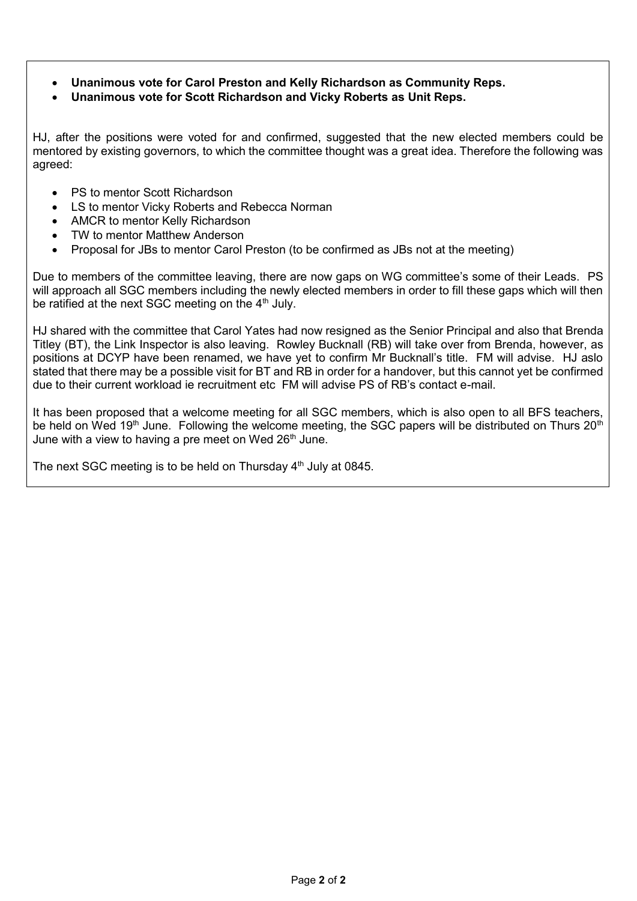- **Unanimous vote for Carol Preston and Kelly Richardson as Community Reps.**
- **Unanimous vote for Scott Richardson and Vicky Roberts as Unit Reps.**

HJ, after the positions were voted for and confirmed, suggested that the new elected members could be mentored by existing governors, to which the committee thought was a great idea. Therefore the following was agreed:

- PS to mentor Scott Richardson
- LS to mentor Vicky Roberts and Rebecca Norman
- AMCR to mentor Kelly Richardson
- TW to mentor Matthew Anderson
- Proposal for JBs to mentor Carol Preston (to be confirmed as JBs not at the meeting)

Due to members of the committee leaving, there are now gaps on WG committee's some of their Leads. PS will approach all SGC members including the newly elected members in order to fill these gaps which will then be ratified at the next SGC meeting on the 4th July.

HJ shared with the committee that Carol Yates had now resigned as the Senior Principal and also that Brenda Titley (BT), the Link Inspector is also leaving. Rowley Bucknall (RB) will take over from Brenda, however, as positions at DCYP have been renamed, we have yet to confirm Mr Bucknall's title. FM will advise. HJ aslo stated that there may be a possible visit for BT and RB in order for a handover, but this cannot yet be confirmed due to their current workload ie recruitment etc FM will advise PS of RB's contact e-mail.

It has been proposed that a welcome meeting for all SGC members, which is also open to all BFS teachers, be held on Wed 19th June. Following the welcome meeting, the SGC papers will be distributed on Thurs 20th June with a view to having a pre meet on Wed 26th June.

The next SGC meeting is to be held on Thursday 4th July at 0845.